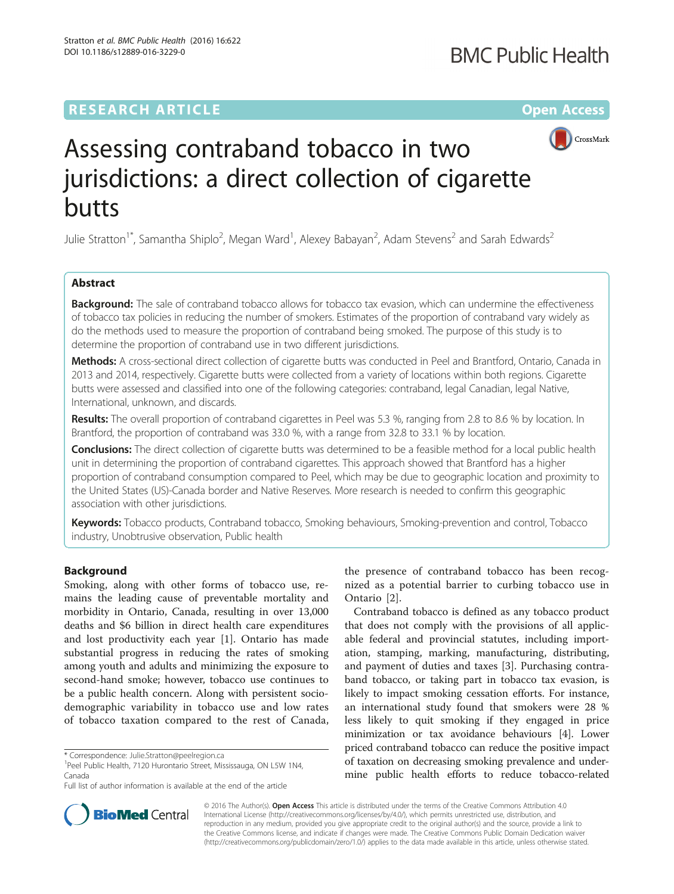RESEARCH ARTICLE

Open Access

# Assessing contraband tobacco in two jurisdictions: a direct collection of cigarette butts

Julie Stratton[1*], Samantha Shiplo[2], Megan Ward[1], Alexey Babayan[2], Adam Stevens[2] and Sarah Edwards[2]

## Abstract

**Background:** The sale of contraband tobacco allows for tobacco tax evasion, which can undermine the effectiveness of tobacco tax policies in reducing the number of smokers. Estimates of the proportion of contraband vary widely as do the methods used to measure the proportion of contraband being smoked. The purpose of this study is to determine the proportion of contraband use in two different jurisdictions.

**Methods:** A cross-sectional direct collection of cigarette butts was conducted in Peel and Brantford, Ontario, Canada in 2013 and 2014, respectively. Cigarette butts were collected from a variety of locations within both regions. Cigarette butts were assessed and classified into one of the following categories: contraband, legal Canadian, legal Native, International, unknown, and discards.

**Results:** The overall proportion of contraband cigarettes in Peel was 5.3 %, ranging from 2.8 to 8.6 % by location. In Brantford, the proportion of contraband was 33.0 %, with a range from 32.8 to 33.1 % by location.

**Conclusions:** The direct collection of cigarette butts was determined to be a feasible method for a local public health unit in determining the proportion of contraband cigarettes. This approach showed that Brantford has a higher proportion of contraband consumption compared to Peel, which may be due to geographic location and proximity to the United States (US)-Canada border and Native Reserves. More research is needed to confirm this geographic association with other jurisdictions.

**Keywords:** Tobacco products, Contraband tobacco, Smoking behaviours, Smoking-prevention and control, Tobacco industry, Unobtrusive observation, Public health

## Background

Smoking, along with other forms of tobacco use, remains the leading cause of preventable mortality and morbidity in Ontario, Canada, resulting in over 13,000 deaths and $6 billion in direct health care expenditures and lost productivity each year [1]. Ontario has made substantial progress in reducing the rates of smoking among youth and adults and minimizing the exposure to second-hand smoke; however, tobacco use continues to be a public health concern. Along with persistent socio-demographic variability in tobacco use and low rates of tobacco taxation compared to the rest of Canada, the presence of contraband tobacco has been recognized as a potential barrier to curbing tobacco use in Ontario [2].

Contraband tobacco is defined as any tobacco product that does not comply with the provisions of all applicable federal and provincial statutes, including importation, stamping, marking, manufacturing, distributing, and payment of duties and taxes [3]. Purchasing contraband tobacco, or taking part in tobacco tax evasion, is likely to impact smoking cessation efforts. For instance, an international study found that smokers were 28 % less likely to quit smoking if they engaged in price minimization or tax avoidance behaviours [4]. Lower priced contraband tobacco can reduce the positive impact of taxation on decreasing smoking prevalence and undermine public health efforts to reduce tobacco-related

\* Correspondence: Julie.Stratton@peelregion.ca

[1]Peel Public Health, 7120 Hurontario Street, Mississauga, ON L5W 1N4, Canada

Full list of author information is available at the end of the article

© 2016 The Author(s). **Open Access** This article is distributed under the terms of the Creative Commons Attribution 4.0 International License (http://creativecommons.org/licenses/by/4.0/), which permits unrestricted use, distribution, and reproduction in any medium, provided you give appropriate credit to the original author(s) and the source, provide a link to the Creative Commons license, and indicate if changes were made. The Creative Commons Public Domain Dedication waiver (http://creativecommons.org/publicdomain/zero/1.0/) applies to the data made available in this article, unless otherwise stated.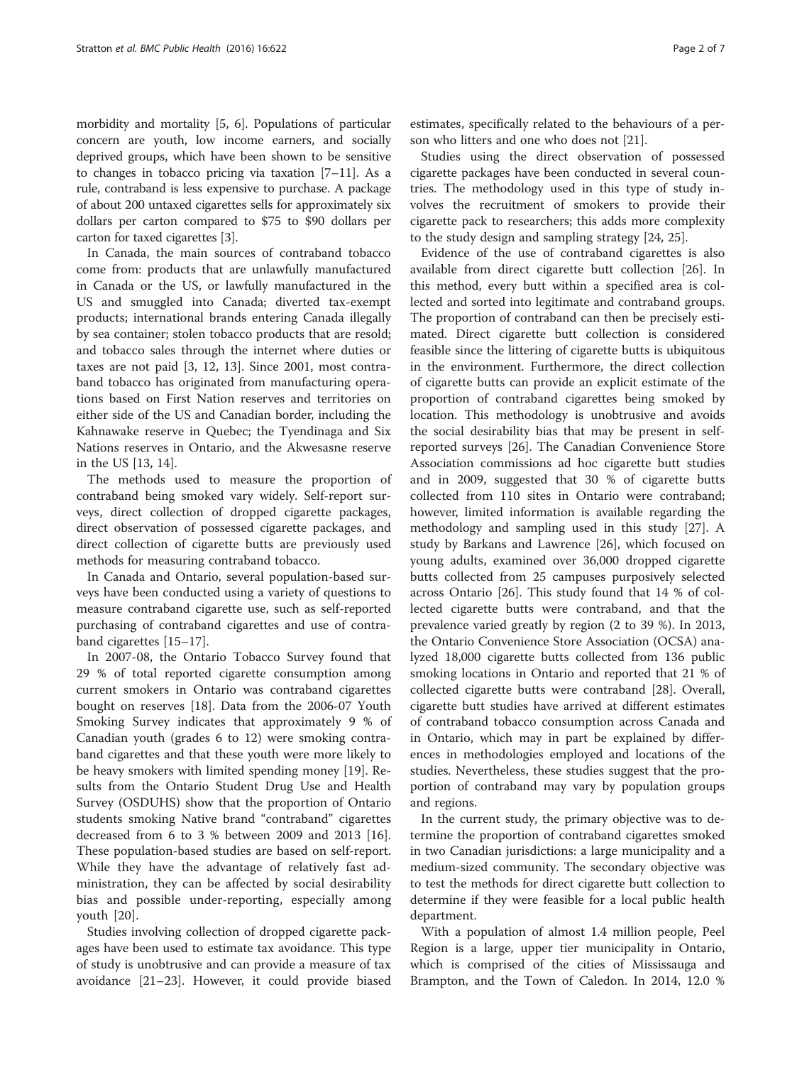morbidity and mortality [5, 6]. Populations of particular concern are youth, low income earners, and socially deprived groups, which have been shown to be sensitive to changes in tobacco pricing via taxation [7–11]. As a rule, contraband is less expensive to purchase. A package of about 200 untaxed cigarettes sells for approximately six dollars per carton compared to $75 to $90 dollars per carton for taxed cigarettes [3].

In Canada, the main sources of contraband tobacco come from: products that are unlawfully manufactured in Canada or the US, or lawfully manufactured in the US and smuggled into Canada; diverted tax-exempt products; international brands entering Canada illegally by sea container; stolen tobacco products that are resold; and tobacco sales through the internet where duties or taxes are not paid [3, 12, 13]. Since 2001, most contraband tobacco has originated from manufacturing operations based on First Nation reserves and territories on either side of the US and Canadian border, including the Kahnawake reserve in Quebec; the Tyendinaga and Six Nations reserves in Ontario, and the Akwesasne reserve in the US [13, 14].

The methods used to measure the proportion of contraband being smoked vary widely. Self-report surveys, direct collection of dropped cigarette packages, direct observation of possessed cigarette packages, and direct collection of cigarette butts are previously used methods for measuring contraband tobacco.

In Canada and Ontario, several population-based surveys have been conducted using a variety of questions to measure contraband cigarette use, such as self-reported purchasing of contraband cigarettes and use of contraband cigarettes [15–17].

In 2007-08, the Ontario Tobacco Survey found that 29 % of total reported cigarette consumption among current smokers in Ontario was contraband cigarettes bought on reserves [18]. Data from the 2006-07 Youth Smoking Survey indicates that approximately 9 % of Canadian youth (grades 6 to 12) were smoking contraband cigarettes and that these youth were more likely to be heavy smokers with limited spending money [19]. Results from the Ontario Student Drug Use and Health Survey (OSDUHS) show that the proportion of Ontario students smoking Native brand "contraband" cigarettes decreased from 6 to 3 % between 2009 and 2013 [16]. These population-based studies are based on self-report. While they have the advantage of relatively fast administration, they can be affected by social desirability bias and possible under-reporting, especially among youth [20].

Studies involving collection of dropped cigarette packages have been used to estimate tax avoidance. This type of study is unobtrusive and can provide a measure of tax avoidance [21–23]. However, it could provide biased estimates, specifically related to the behaviours of a person who litters and one who does not [21].

Studies using the direct observation of possessed cigarette packages have been conducted in several countries. The methodology used in this type of study involves the recruitment of smokers to provide their cigarette pack to researchers; this adds more complexity to the study design and sampling strategy [24, 25].

Evidence of the use of contraband cigarettes is also available from direct cigarette butt collection [26]. In this method, every butt within a specified area is collected and sorted into legitimate and contraband groups. The proportion of contraband can then be precisely estimated. Direct cigarette butt collection is considered feasible since the littering of cigarette butts is ubiquitous in the environment. Furthermore, the direct collection of cigarette butts can provide an explicit estimate of the proportion of contraband cigarettes being smoked by location. This methodology is unobtrusive and avoids the social desirability bias that may be present in self-reported surveys [26]. The Canadian Convenience Store Association commissions ad hoc cigarette butt studies and in 2009, suggested that 30 % of cigarette butts collected from 110 sites in Ontario were contraband; however, limited information is available regarding the methodology and sampling used in this study [27]. A study by Barkans and Lawrence [26], which focused on young adults, examined over 36,000 dropped cigarette butts collected from 25 campuses purposively selected across Ontario [26]. This study found that 14 % of collected cigarette butts were contraband, and that the prevalence varied greatly by region (2 to 39 %). In 2013, the Ontario Convenience Store Association (OCSA) analyzed 18,000 cigarette butts collected from 136 public smoking locations in Ontario and reported that 21 % of collected cigarette butts were contraband [28]. Overall, cigarette butt studies have arrived at different estimates of contraband tobacco consumption across Canada and in Ontario, which may in part be explained by differences in methodologies employed and locations of the studies. Nevertheless, these studies suggest that the proportion of contraband may vary by population groups and regions.

In the current study, the primary objective was to determine the proportion of contraband cigarettes smoked in two Canadian jurisdictions: a large municipality and a medium-sized community. The secondary objective was to test the methods for direct cigarette butt collection to determine if they were feasible for a local public health department.

With a population of almost 1.4 million people, Peel Region is a large, upper tier municipality in Ontario, which is comprised of the cities of Mississauga and Brampton, and the Town of Caledon. In 2014, 12.0 %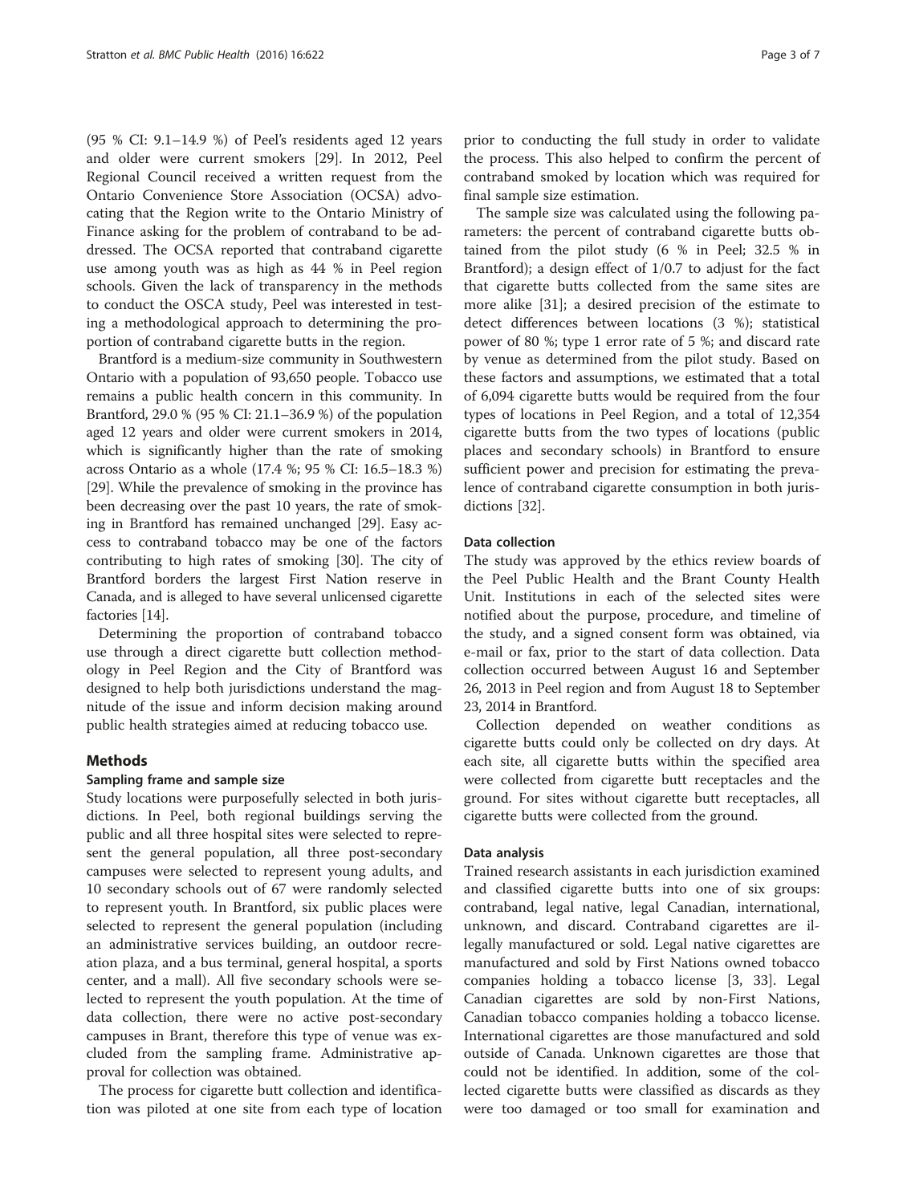(95 % CI: 9.1–14.9 %) of Peel's residents aged 12 years and older were current smokers [29]. In 2012, Peel Regional Council received a written request from the Ontario Convenience Store Association (OCSA) advocating that the Region write to the Ontario Ministry of Finance asking for the problem of contraband to be addressed. The OCSA reported that contraband cigarette use among youth was as high as 44 % in Peel region schools. Given the lack of transparency in the methods to conduct the OSCA study, Peel was interested in testing a methodological approach to determining the proportion of contraband cigarette butts in the region.

Brantford is a medium-size community in Southwestern Ontario with a population of 93,650 people. Tobacco use remains a public health concern in this community. In Brantford, 29.0 % (95 % CI: 21.1–36.9 %) of the population aged 12 years and older were current smokers in 2014, which is significantly higher than the rate of smoking across Ontario as a whole (17.4 %; 95 % CI: 16.5–18.3 %) [29]. While the prevalence of smoking in the province has been decreasing over the past 10 years, the rate of smoking in Brantford has remained unchanged [29]. Easy access to contraband tobacco may be one of the factors contributing to high rates of smoking [30]. The city of Brantford borders the largest First Nation reserve in Canada, and is alleged to have several unlicensed cigarette factories [14].

Determining the proportion of contraband tobacco use through a direct cigarette butt collection methodology in Peel Region and the City of Brantford was designed to help both jurisdictions understand the magnitude of the issue and inform decision making around public health strategies aimed at reducing tobacco use.

## Methods

### Sampling frame and sample size

Study locations were purposefully selected in both jurisdictions. In Peel, both regional buildings serving the public and all three hospital sites were selected to represent the general population, all three post-secondary campuses were selected to represent young adults, and 10 secondary schools out of 67 were randomly selected to represent youth. In Brantford, six public places were selected to represent the general population (including an administrative services building, an outdoor recreation plaza, and a bus terminal, general hospital, a sports center, and a mall). All five secondary schools were selected to represent the youth population. At the time of data collection, there were no active post-secondary campuses in Brant, therefore this type of venue was excluded from the sampling frame. Administrative approval for collection was obtained.

The process for cigarette butt collection and identification was piloted at one site from each type of location prior to conducting the full study in order to validate the process. This also helped to confirm the percent of contraband smoked by location which was required for final sample size estimation.

The sample size was calculated using the following parameters: the percent of contraband cigarette butts obtained from the pilot study (6 % in Peel; 32.5 % in Brantford); a design effect of 1/0.7 to adjust for the fact that cigarette butts collected from the same sites are more alike [31]; a desired precision of the estimate to detect differences between locations (3 %); statistical power of 80 %; type 1 error rate of 5 %; and discard rate by venue as determined from the pilot study. Based on these factors and assumptions, we estimated that a total of 6,094 cigarette butts would be required from the four types of locations in Peel Region, and a total of 12,354 cigarette butts from the two types of locations (public places and secondary schools) in Brantford to ensure sufficient power and precision for estimating the prevalence of contraband cigarette consumption in both jurisdictions [32].

### Data collection

The study was approved by the ethics review boards of the Peel Public Health and the Brant County Health Unit. Institutions in each of the selected sites were notified about the purpose, procedure, and timeline of the study, and a signed consent form was obtained, via e-mail or fax, prior to the start of data collection. Data collection occurred between August 16 and September 26, 2013 in Peel region and from August 18 to September 23, 2014 in Brantford.

Collection depended on weather conditions as cigarette butts could only be collected on dry days. At each site, all cigarette butts within the specified area were collected from cigarette butt receptacles and the ground. For sites without cigarette butt receptacles, all cigarette butts were collected from the ground.

### Data analysis

Trained research assistants in each jurisdiction examined and classified cigarette butts into one of six groups: contraband, legal native, legal Canadian, international, unknown, and discard. Contraband cigarettes are illegally manufactured or sold. Legal native cigarettes are manufactured and sold by First Nations owned tobacco companies holding a tobacco license [3, 33]. Legal Canadian cigarettes are sold by non-First Nations, Canadian tobacco companies holding a tobacco license. International cigarettes are those manufactured and sold outside of Canada. Unknown cigarettes are those that could not be identified. In addition, some of the collected cigarette butts were classified as discards as they were too damaged or too small for examination and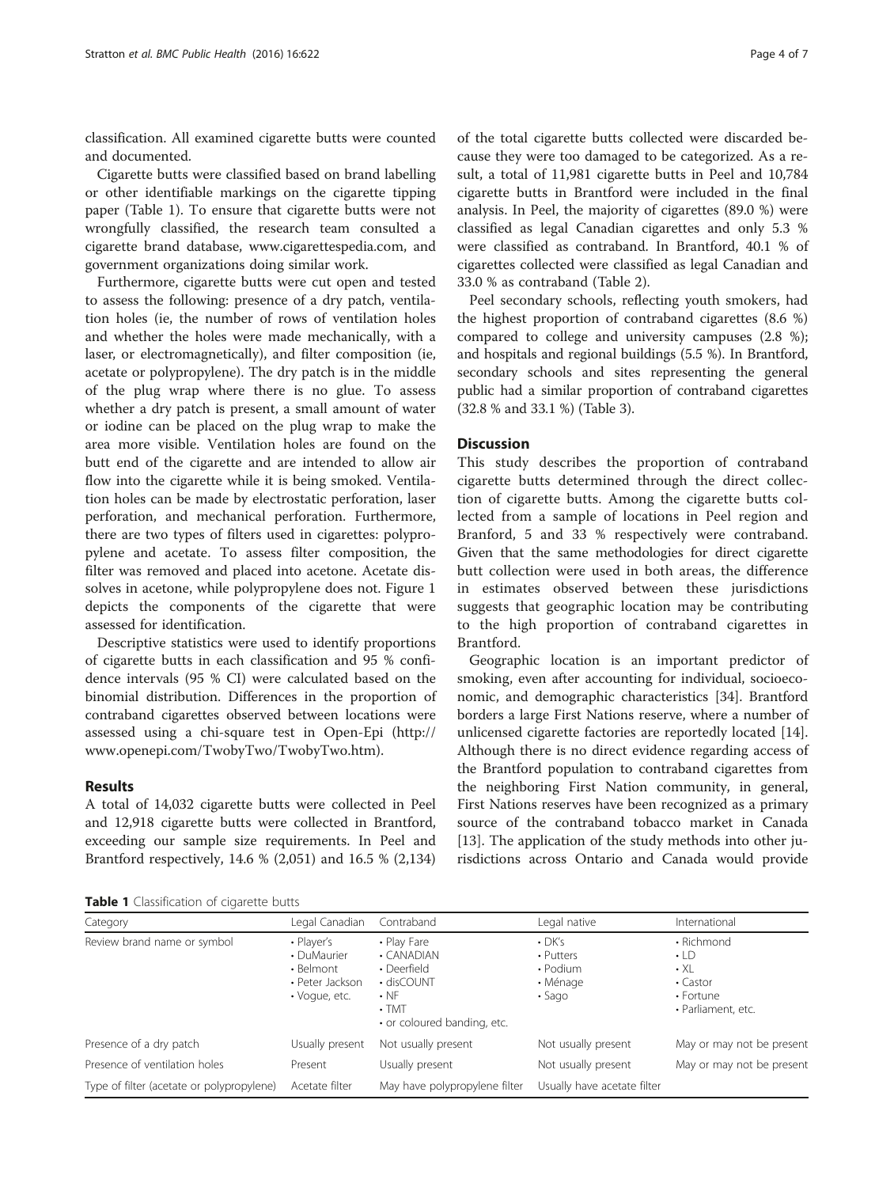classification. All examined cigarette butts were counted and documented.

Cigarette butts were classified based on brand labelling or other identifiable markings on the cigarette tipping paper (Table 1). To ensure that cigarette butts were not wrongfully classified, the research team consulted a cigarette brand database, www.cigarettespedia.com, and government organizations doing similar work.

Furthermore, cigarette butts were cut open and tested to assess the following: presence of a dry patch, ventilation holes (ie, the number of rows of ventilation holes and whether the holes were made mechanically, with a laser, or electromagnetically), and filter composition (ie, acetate or polypropylene). The dry patch is in the middle of the plug wrap where there is no glue. To assess whether a dry patch is present, a small amount of water or iodine can be placed on the plug wrap to make the area more visible. Ventilation holes are found on the butt end of the cigarette and are intended to allow air flow into the cigarette while it is being smoked. Ventilation holes can be made by electrostatic perforation, laser perforation, and mechanical perforation. Furthermore, there are two types of filters used in cigarettes: polypropylene and acetate. To assess filter composition, the filter was removed and placed into acetone. Acetate dissolves in acetone, while polypropylene does not. Figure 1 depicts the components of the cigarette that were assessed for identification.

Descriptive statistics were used to identify proportions of cigarette butts in each classification and 95 % confidence intervals (95 % CI) were calculated based on the binomial distribution. Differences in the proportion of contraband cigarettes observed between locations were assessed using a chi-square test in Open-Epi (http://www.openepi.com/TwobyTwo/TwobyTwo.htm).

## Results

A total of 14,032 cigarette butts were collected in Peel and 12,918 cigarette butts were collected in Brantford, exceeding our sample size requirements. In Peel and Brantford respectively, 14.6 % (2,051) and 16.5 % (2,134) of the total cigarette butts collected were discarded because they were too damaged to be categorized. As a result, a total of 11,981 cigarette butts in Peel and 10,784 cigarette butts in Brantford were included in the final analysis. In Peel, the majority of cigarettes (89.0 %) were classified as legal Canadian cigarettes and only 5.3 % were classified as contraband. In Brantford, 40.1 % of cigarettes collected were classified as legal Canadian and 33.0 % as contraband (Table 2).

Peel secondary schools, reflecting youth smokers, had the highest proportion of contraband cigarettes (8.6 %) compared to college and university campuses (2.8 %); and hospitals and regional buildings (5.5 %). In Brantford, secondary schools and sites representing the general public had a similar proportion of contraband cigarettes (32.8 % and 33.1 %) (Table 3).

## Discussion

This study describes the proportion of contraband cigarette butts determined through the direct collection of cigarette butts. Among the cigarette butts collected from a sample of locations in Peel region and Branford, 5 and 33 % respectively were contraband. Given that the same methodologies for direct cigarette butt collection were used in both areas, the difference in estimates observed between these jurisdictions suggests that geographic location may be contributing to the high proportion of contraband cigarettes in Brantford.

Geographic location is an important predictor of smoking, even after accounting for individual, socioeconomic, and demographic characteristics [34]. Brantford borders a large First Nations reserve, where a number of unlicensed cigarette factories are reportedly located [14]. Although there is no direct evidence regarding access of the Brantford population to contraband cigarettes from the neighboring First Nation community, in general, First Nations reserves have been recognized as a primary source of the contraband tobacco market in Canada [13]. The application of the study methods into other jurisdictions across Ontario and Canada would provide

**Table 1** Classification of cigarette butts

| Category | Legal Canadian | Contraband | Legal native | International |
|---|---|---|---|---|
| Review brand name or symbol | • Player's<br>• DuMaurier<br>• Belmont<br>• Peter Jackson<br>• Vogue, etc. | • Play Fare<br>• CANADIAN<br>• Deerfield<br>• disCOUNT<br>• NF<br>• TMT<br>• or coloured banding, etc. | • DK's<br>• Putters<br>• Podium<br>• Ménage<br>• Sago | • Richmond<br>• LD<br>• XL<br>• Castor<br>• Fortune<br>• Parliament, etc. |
| Presence of a dry patch | Usually present | Not usually present | Not usually present | May or may not be present |
| Presence of ventilation holes | Present | Usually present | Not usually present | May or may not be present |
| Type of filter (acetate or polypropylene) | Acetate filter | May have polypropylene filter | Usually have acetate filter | |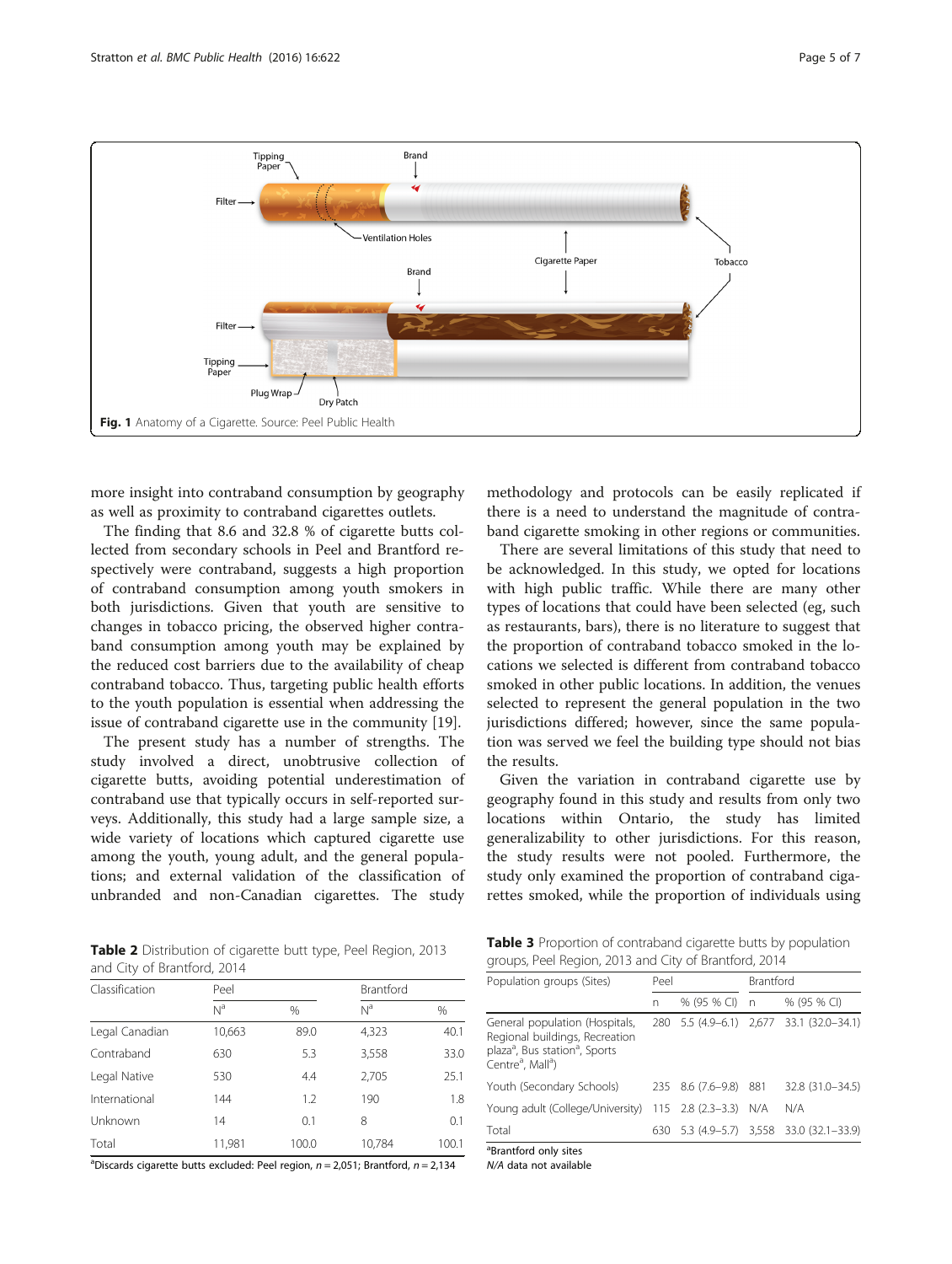Tipping Paper

Brand

Filter

Ventilation Holes

Cigarette Paper

Tobacco

Brand

Filter

Tipping Paper

Plug Wrap

Dry Patch

**Fig. 1** Anatomy of a Cigarette. Source: Peel Public Health

more insight into contraband consumption by geography as well as proximity to contraband cigarettes outlets.

The finding that 8.6 and 32.8 % of cigarette butts collected from secondary schools in Peel and Brantford respectively were contraband, suggests a high proportion of contraband consumption among youth smokers in both jurisdictions. Given that youth are sensitive to changes in tobacco pricing, the observed higher contraband consumption among youth may be explained by the reduced cost barriers due to the availability of cheap contraband tobacco. Thus, targeting public health efforts to the youth population is essential when addressing the issue of contraband cigarette use in the community [19].

The present study has a number of strengths. The study involved a direct, unobtrusive collection of cigarette butts, avoiding potential underestimation of contraband use that typically occurs in self-reported surveys. Additionally, this study had a large sample size, a wide variety of locations which captured cigarette use among the youth, young adult, and the general populations; and external validation of the classification of unbranded and non-Canadian cigarettes. The study methodology and protocols can be easily replicated if there is a need to understand the magnitude of contraband cigarette smoking in other regions or communities.

There are several limitations of this study that need to be acknowledged. In this study, we opted for locations with high public traffic. While there are many other types of locations that could have been selected (eg, such as restaurants, bars), there is no literature to suggest that the proportion of contraband tobacco smoked in the locations we selected is different from contraband tobacco smoked in other public locations. In addition, the venues selected to represent the general population in the two jurisdictions differed; however, since the same population was served we feel the building type should not bias the results.

Given the variation in contraband cigarette use by geography found in this study and results from only two locations within Ontario, the study has limited generalizability to other jurisdictions. For this reason, the study results were not pooled. Furthermore, the study only examined the proportion of contraband cigarettes smoked, while the proportion of individuals using

**Table 2** Distribution of cigarette butt type, Peel Region, 2013 and City of Brantford, 2014

| Classification | Peel | | Brantford | |
|---|---|---|---|---|
| | N[a] | % | N[a] | % |
| Legal Canadian | 10,663 | 89.0 | 4,323 | 40.1 |
| Contraband | 630 | 5.3 | 3,558 | 33.0 |
| Legal Native | 530 | 4.4 | 2,705 | 25.1 |
| International | 144 | 1.2 | 190 | 1.8 |
| Unknown | 14 | 0.1 | 8 | 0.1 |
| Total | 11,981 | 100.0 | 10,784 | 100.1 |

[a]Discards cigarette butts excluded: Peel region, $n = 2,051$; Brantford, $n = 2,134$

**Table 3** Proportion of contraband cigarette butts by population groups, Peel Region, 2013 and City of Brantford, 2014

| Population groups (Sites) | Peel | | Brantford | |
|---|---|---|---|---|
| | n | % (95 % CI) | n | % (95 % CI) |
| General population (Hospitals, Regional buildings, Recreation plaza[a], Bus station[a], Sports Centre[a], Mall[a]) | 280 | 5.5 (4.9–6.1) | 2,677 | 33.1 (32.0–34.1) |
| Youth (Secondary Schools) | 235 | 8.6 (7.6–9.8) | 881 | 32.8 (31.0–34.5) |
| Young adult (College/University) | 115 | 2.8 (2.3–3.3) | N/A | N/A |
| Total | 630 | 5.3 (4.9–5.7) | 3,558 | 33.0 (32.1–33.9) |

[a]Brantford only sites

*N/A* data not available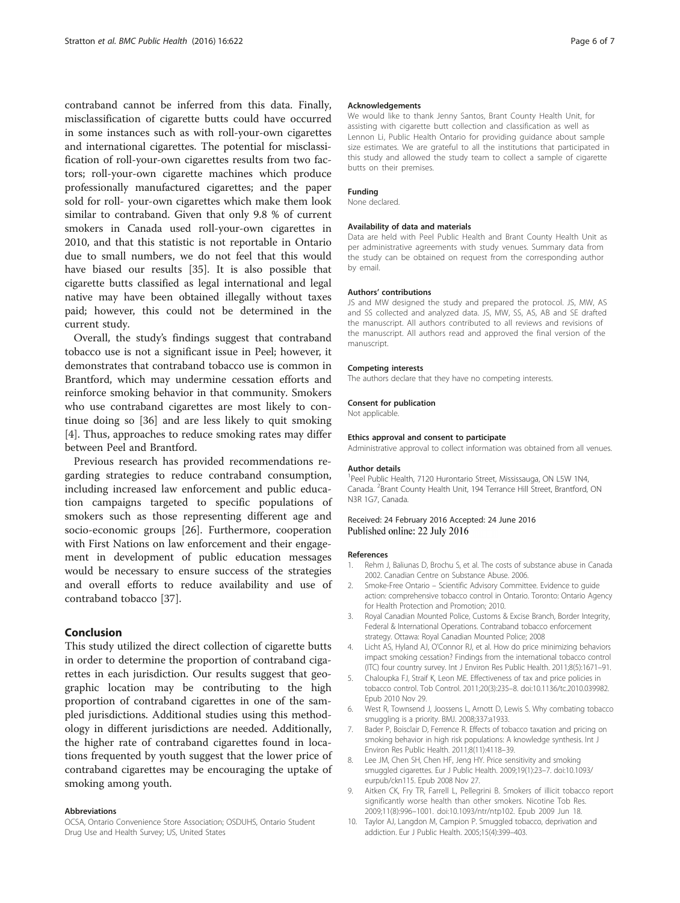contraband cannot be inferred from this data. Finally, misclassification of cigarette butts could have occurred in some instances such as with roll-your-own cigarettes and international cigarettes. The potential for misclassification of roll-your-own cigarettes results from two factors; roll-your-own cigarette machines which produce professionally manufactured cigarettes; and the paper sold for roll- your-own cigarettes which make them look similar to contraband. Given that only 9.8 % of current smokers in Canada used roll-your-own cigarettes in 2010, and that this statistic is not reportable in Ontario due to small numbers, we do not feel that this would have biased our results [35]. It is also possible that cigarette butts classified as legal international and legal native may have been obtained illegally without taxes paid; however, this could not be determined in the current study.

Overall, the study's findings suggest that contraband tobacco use is not a significant issue in Peel; however, it demonstrates that contraband tobacco use is common in Brantford, which may undermine cessation efforts and reinforce smoking behavior in that community. Smokers who use contraband cigarettes are most likely to continue doing so [36] and are less likely to quit smoking [4]. Thus, approaches to reduce smoking rates may differ between Peel and Brantford.

Previous research has provided recommendations regarding strategies to reduce contraband consumption, including increased law enforcement and public education campaigns targeted to specific populations of smokers such as those representing different age and socio-economic groups [26]. Furthermore, cooperation with First Nations on law enforcement and their engagement in development of public education messages would be necessary to ensure success of the strategies and overall efforts to reduce availability and use of contraband tobacco [37].

## Conclusion

This study utilized the direct collection of cigarette butts in order to determine the proportion of contraband cigarettes in each jurisdiction. Our results suggest that geographic location may be contributing to the high proportion of contraband cigarettes in one of the sampled jurisdictions. Additional studies using this methodology in different jurisdictions are needed. Additionally, the higher rate of contraband cigarettes found in locations frequented by youth suggest that the lower price of contraband cigarettes may be encouraging the uptake of smoking among youth.

#### Abbreviations

OCSA, Ontario Convenience Store Association; OSDUHS, Ontario Student Drug Use and Health Survey; US, United States

#### Acknowledgements

We would like to thank Jenny Santos, Brant County Health Unit, for assisting with cigarette butt collection and classification as well as Lennon Li, Public Health Ontario for providing guidance about sample size estimates. We are grateful to all the institutions that participated in this study and allowed the study team to collect a sample of cigarette butts on their premises.

#### Funding

None declared.

#### Availability of data and materials

Data are held with Peel Public Health and Brant County Health Unit as per administrative agreements with study venues. Summary data from the study can be obtained on request from the corresponding author by email.

#### Authors' contributions

JS and MW designed the study and prepared the protocol. JS, MW, AS and SS collected and analyzed data. JS, MW, SS, AS, AB and SE drafted the manuscript. All authors contributed to all reviews and revisions of the manuscript. All authors read and approved the final version of the manuscript.

#### Competing interests

The authors declare that they have no competing interests.

#### Consent for publication

Not applicable.

#### Ethics approval and consent to participate

Administrative approval to collect information was obtained from all venues.

#### Author details

[1]Peel Public Health, 7120 Hurontario Street, Mississauga, ON L5W 1N4, Canada. [2]Brant County Health Unit, 194 Terrance Hill Street, Brantford, ON N3R 1G7, Canada.

Received: 24 February 2016 Accepted: 24 June 2016
Published online: 22 July 2016

#### References

1. Rehm J, Baliunas D, Brochu S, et al. The costs of substance abuse in Canada 2002. Canadian Centre on Substance Abuse. 2006.
2. Smoke-Free Ontario – Scientific Advisory Committee. Evidence to guide action: comprehensive tobacco control in Ontario. Toronto: Ontario Agency for Health Protection and Promotion; 2010.
3. Royal Canadian Mounted Police, Customs & Excise Branch, Border Integrity, Federal & International Operations. Contraband tobacco enforcement strategy. Ottawa: Royal Canadian Mounted Police; 2008
4. Licht AS, Hyland AJ, O'Connor RJ, et al. How do price minimizing behaviors impact smoking cessation? Findings from the international tobacco control (ITC) four country survey. Int J Environ Res Public Health. 2011;8(5):1671–91.
5. Chaloupka FJ, Straif K, Leon ME. Effectiveness of tax and price policies in tobacco control. Tob Control. 2011;20(3):235–8. doi:10.1136/tc.2010.039982. Epub 2010 Nov 29.
6. West R, Townsend J, Joossens L, Arnott D, Lewis S. Why combating tobacco smuggling is a priority. BMJ. 2008;337:a1933.
7. Bader P, Boisclair D, Ferrence R. Effects of tobacco taxation and pricing on smoking behavior in high risk populations: A knowledge synthesis. Int J Environ Res Public Health. 2011;8(11):4118–39.
8. Lee JM, Chen SH, Chen HF, Jeng HY. Price sensitivity and smoking smuggled cigarettes. Eur J Public Health. 2009;19(1):23–7. doi:10.1093/eurpub/ckn115. Epub 2008 Nov 27.
9. Aitken CK, Fry TR, Farrell L, Pellegrini B. Smokers of illicit tobacco report significantly worse health than other smokers. Nicotine Tob Res. 2009;11(8):996–1001. doi:10.1093/ntr/ntp102. Epub 2009 Jun 18.
10. Taylor AJ, Langdon M, Campion P. Smuggled tobacco, deprivation and addiction. Eur J Public Health. 2005;15(4):399–403.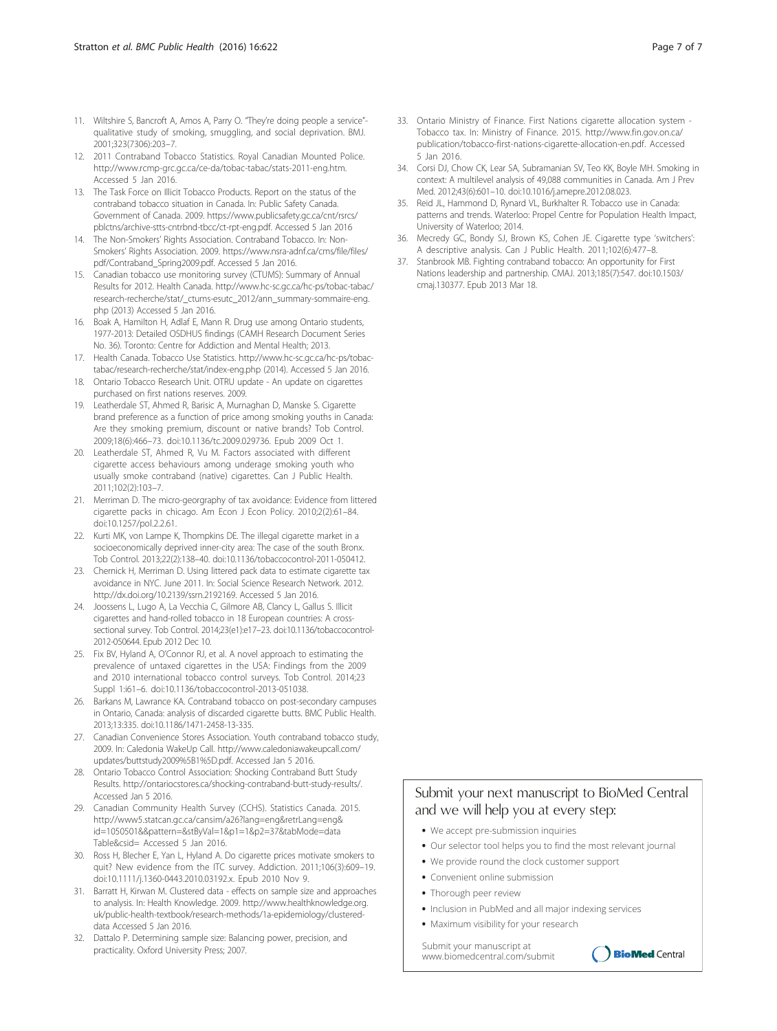11. Wiltshire S, Bancroft A, Amos A, Parry O. "They're doing people a service"- qualitative study of smoking, smuggling, and social deprivation. BMJ. 2001;323(7306):203–7.
12. 2011 Contraband Tobacco Statistics. Royal Canadian Mounted Police. http://www.rcmp-grc.gc.ca/ce-da/tobac-tabac/stats-2011-eng.htm. Accessed 5 Jan 2016.
13. The Task Force on Illicit Tobacco Products. Report on the status of the contraband tobacco situation in Canada. In: Public Safety Canada. Government of Canada. 2009. https://www.publicsafety.gc.ca/cnt/rsrcs/pblctns/archive-stts-cntrbnd-tbcc/ct-rpt-eng.pdf. Accessed 5 Jan 2016
14. The Non-Smokers' Rights Association. 2009. Contraband Tobacco. In: Non-Smokers' Rights Association. 2009. https://www.nsra-adnf.ca/cms/file/files/pdf/Contraband_Spring2009.pdf. Accessed 5 Jan 2016.
15. Canadian tobacco use monitoring survey (CTUMS): Summary of Annual Results for 2012. Health Canada. http://www.hc-sc.gc.ca/hc-ps/tobac-tabac/research-recherche/stat/_ctums-esutc_2012/ann_summary-sommaire-eng.php (2013) Accessed 5 Jan 2016.
16. Boak A, Hamilton H, Adlaf E, Mann R. Drug use among Ontario students, 1977-2013: Detailed OSDHUS findings (CAMH Research Document Series No. 36). Toronto: Centre for Addiction and Mental Health; 2013.
17. Health Canada. Tobacco Use Statistics. http://www.hc-sc.gc.ca/hc-ps/tobac-tabac/research-recherche/stat/index-eng.php (2014). Accessed 5 Jan 2016.
18. Ontario Tobacco Research Unit. OTRU update - An update on cigarettes purchased on first nations reserves. 2009.
19. Leatherdale ST, Ahmed R, Barisic A, Murnaghan D, Manske S. Cigarette brand preference as a function of price among smoking youths in Canada: Are they smoking premium, discount or native brands? Tob Control. 2009;18(6):466–73. doi:10.1136/tc.2009.029736. Epub 2009 Oct 1.
20. Leatherdale ST, Ahmed R, Vu M. Factors associated with different cigarette access behaviours among underage smoking youth who usually smoke contraband (native) cigarettes. Can J Public Health. 2011;102(2):103–7.
21. Merriman D. The micro-georgraphy of tax avoidance: Evidence from littered cigarette packs in chicago. Am Econ J Econ Policy. 2010;2(2):61–84. doi:10.1257/pol.2.2.61.
22. Kurti MK, von Lampe K, Thompkins DE. The illegal cigarette market in a socioeconomically deprived inner-city area: The case of the south Bronx. Tob Control. 2013;22(2):138–40. doi:10.1136/tobaccocontrol-2011-050412.
23. Chernick H, Merriman D. Using littered pack data to estimate cigarette tax avoidance in NYC. June 2011. In: Social Science Research Network. 2012. http://dx.doi.org/10.2139/ssrn.2192169. Accessed 5 Jan 2016.
24. Joossens L, Lugo A, La Vecchia C, Gilmore AB, Clancy L, Gallus S. Illicit cigarettes and hand-rolled tobacco in 18 European countries: A cross-sectional survey. Tob Control. 2014;23(e1):e17–23. doi:10.1136/tobaccocontrol-2012-050644. Epub 2012 Dec 10.
25. Fix BV, Hyland A, O'Connor RJ, et al. A novel approach to estimating the prevalence of untaxed cigarettes in the USA: Findings from the 2009 and 2010 international tobacco control surveys. Tob Control. 2014;23 Suppl 1:i61–6. doi:10.1136/tobaccocontrol-2013-051038.
26. Barkans M, Lawrance KA. Contraband tobacco on post-secondary campuses in Ontario, Canada: analysis of discarded cigarette butts. BMC Public Health. 2013;13:335. doi:10.1186/1471-2458-13-335.
27. Canadian Convenience Stores Association. Youth contraband tobacco study, 2009. In: Caledonia WakeUp Call. http://www.caledoniawakeupcall.com/updates/buttstudy2009%5B1%5D.pdf. Accessed Jan 5 2016.
28. Ontario Tobacco Control Association: Shocking Contraband Butt Study Results. http://ontariocstores.ca/shocking-contraband-butt-study-results/. Accessed Jan 5 2016.
29. Canadian Community Health Survey (CCHS). Statistics Canada. 2015. http://www5.statcan.gc.ca/cansim/a26?lang=eng&retrLang=eng&id=1050501&&pattern=&stByVal=1&p1=1&p2=37&tabMode=data Table&csid= Accessed 5 Jan 2016.
30. Ross H, Blecher E, Yan L, Hyland A. Do cigarette prices motivate smokers to quit? New evidence from the ITC survey. Addiction. 2011;106(3):609–19. doi:10.1111/j.1360-0443.2010.03192.x. Epub 2010 Nov 9.
31. Barratt H, Kirwan M. Clustered data - effects on sample size and approaches to analysis. In: Health Knowledge. 2009. http://www.healthknowledge.org.uk/public-health-textbook/research-methods/1a-epidemiology/clustered-data Accessed 5 Jan 2016.
32. Dattalo P. Determining sample size: Balancing power, precision, and practicality. Oxford University Press; 2007.
33. Ontario Ministry of Finance. First Nations cigarette allocation system - Tobacco tax. In: Ministry of Finance. 2015. http://www.fin.gov.on.ca/publication/tobacco-first-nations-cigarette-allocation-en.pdf. Accessed 5 Jan 2016.
34. Corsi DJ, Chow CK, Lear SA, Subramanian SV, Teo KK, Boyle MH. Smoking in context: A multilevel analysis of 49,088 communities in Canada. Am J Prev Med. 2012;43(6):601–10. doi:10.1016/j.amepre.2012.08.023.
35. Reid JL, Hammond D, Rynard VL, Burkhalter R. Tobacco use in Canada: patterns and trends. Waterloo: Propel Centre for Population Health Impact, University of Waterloo; 2014.
36. Mecredy GC, Bondy SJ, Brown KS, Cohen JE. Cigarette type 'switchers': A descriptive analysis. Can J Public Health. 2011;102(6):477–8.
37. Stanbrook MB. Fighting contraband tobacco: An opportunity for First Nations leadership and partnership. CMAJ. 2013;185(7):547. doi:10.1503/cmaj.130377. Epub 2013 Mar 18.

Submit your next manuscript to BioMed Central and we will help you at every step:

- We accept pre-submission inquiries
- Our selector tool helps you to find the most relevant journal
- We provide round the clock customer support
- Convenient online submission
- Thorough peer review
- Inclusion in PubMed and all major indexing services
- Maximum visibility for your research

Submit your manuscript at www.biomedcentral.com/submit

BioMed Central